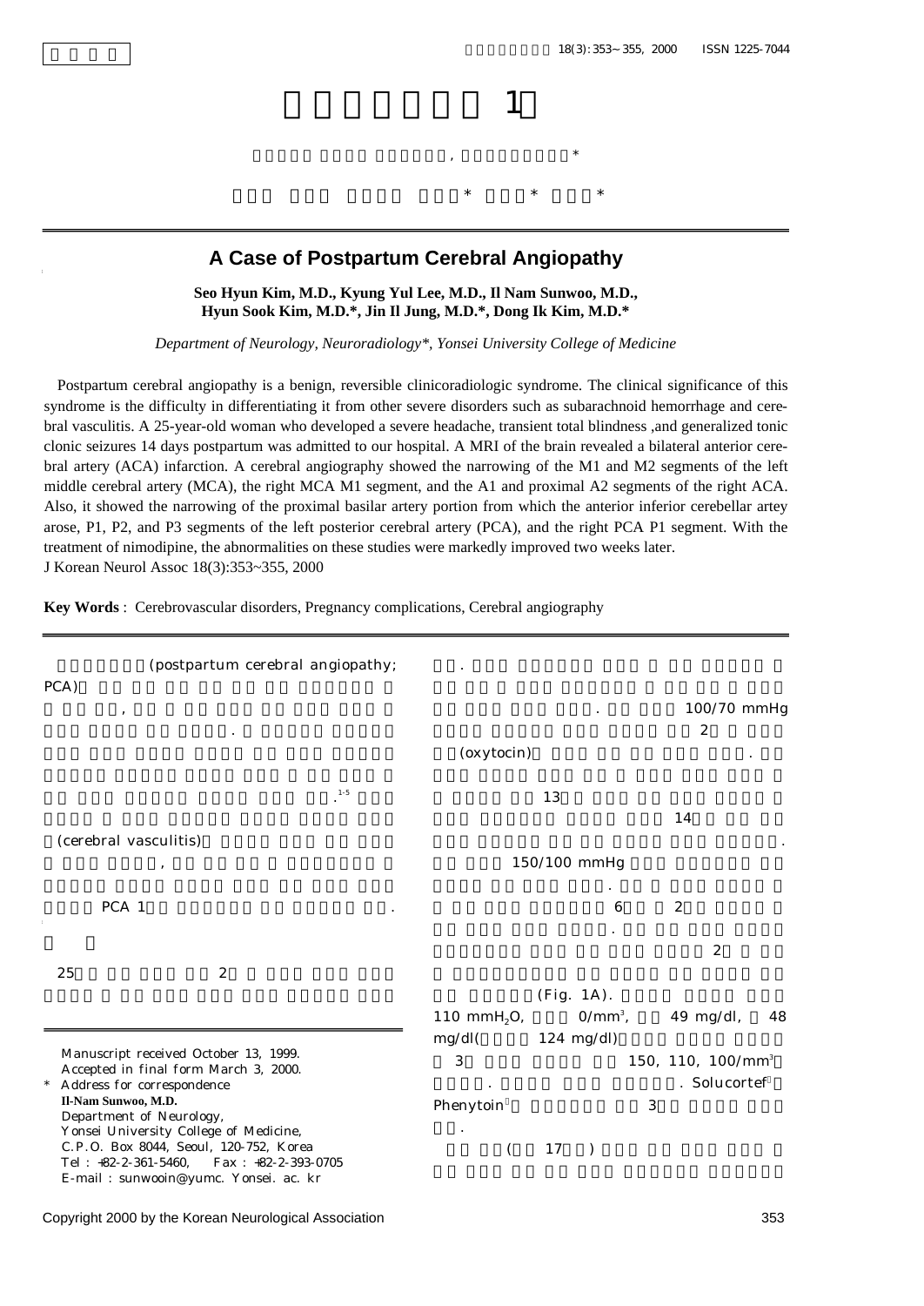# A Case of Postpartum Cerebral Angiopathy

**Seo Hyun Kim, M.D., Kyung Yul Lee, M.D., Il Nam Sunwoo, M.D., Hyun Sook Kim, M.D.\*, Jin Il Jung, M.D.\*, Dong Ik Kim, M.D.\***

*Department of Neurology, Neuroradiology\*, Yonsei University College of Medicine*

Postpartum cerebral angiopathy is a benign, reversible clinicoradiologic syndrome. The clinical significance of this syndrome is the difficulty in differentiating it from other severe disorders such as subarachnoid hemorrhage and cerebral vasculitis. A 25-year-old woman who developed a severe headache, transient total blindness ,and generalized tonic clonic seizures 14 days postpartum was admitted to our hospital. A MRI of the brain revealed a bilateral anterior cerebral artery (ACA) infarction. A cerebral angiography showed the narrowing of the M1 and M2 segments of the left middle cerebral artery (MCA), the right MCA M1 segment, and the A1 and proximal A2 segments of the right ACA. Also, it showed the narrowing of the proximal basilar artery portion from which the anterior inferior cerebellar artey arose, P1, P2, and P3 segments of the left posterior cerebral artery (PCA), and the right PCA P1 segment. With the treatment of nimodipine, the abnormalities on these studies were markedly improved two weeks later.

J Korean Neurol Assoc 18(3):353~355, 2000

**Key Words** : Cerebrovascular disorders, Pregnancy complications, Cerebral angiography

(postpartum cerebral angiopathy; PCA)

,

.

.[1-5]

(cerebral vasculitis)

,

PCA 1 .

25 2

Manuscript received October 13, 1999.
Accepted in final form March 3, 2000.
\* Address for correspondence
**Il-Nam Sunwoo, M.D.**
Department of Neurology,
Yonsei University College of Medicine,
C.P.O. Box 8044, Seoul, 120-752, Korea
Tel : +82-2-361-5460, Fax : +82-2-393-0705
E-mail : sunwooin@yumc. Yonsei. ac. kr

.

. 100/70 mmHg

2

(oxytocin) .

13

14

.

150/100 mmHg

.

6 2

.

2

(Fig. 1A).

110 $mmH_2O$, $0/mm^3$, 49 mg/dl, 48 mg/dl( 124 mg/dl)

3 150, 110, $100/mm^3$

. . Solucortef

Phenytoin 3

.

( 17 )

Copyright 2000 by the Korean Neurological Association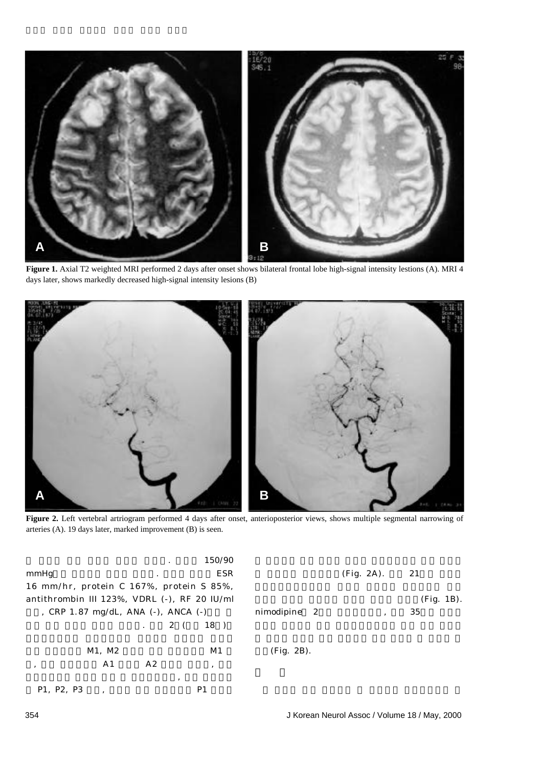**Figure 1.** Axial T2 weighted MRI performed 2 days after onset shows bilateral frontal lobe high-signal intensity lestions (A). MRI 4 days later, shows markedly decreased high-signal intensity lesions (B)

**Figure 2.** Left vertebral artriogram performed 4 days after onset, anterioposterior views, shows multiple segmental narrowing of arteries (A). 19 days later, marked improvement (B) is seen.

. 150/90 mmHg . ESR 16 mm/hr, protein C 167%, protein S 85%, antithrombin III 123%, VDRL (-), RF 20 IU/ml , CRP 1.87 mg/dL, ANA (-), ANCA (-) . 2 ( 18 ) M1, M2 M1 , A1 A2 , , P1, P2, P3 , P1

(Fig. 2A). 21 (Fig. 1B). nimodipine 2 , 35 (Fig. 2B).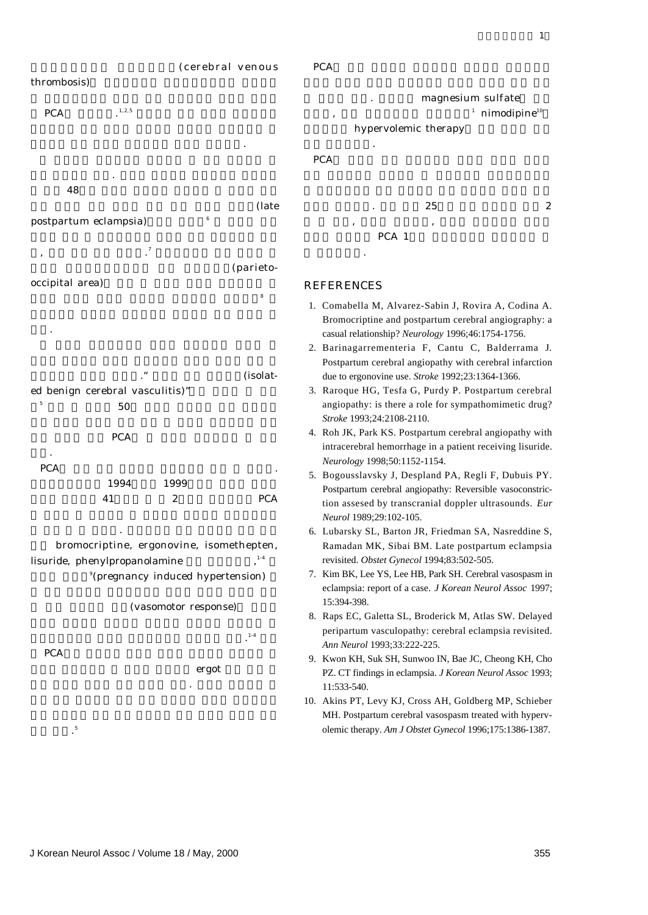(cerebral venous thrombosis)

PCA .[1,2,5]

.

.

48

(late postpartum eclampsia)[6]

, .[7]

(parieto-occipital area)

[8]

.

.“ (isolated benign cerebral vasculitis)”

[5] 50

PCA

.

PCA .

1994 1999

41 2 PCA

.

bromocriptine, ergonovine, isomethepten, lisuride, phenylpropanolamine ,[1-4]

[9](pregnancy induced hypertension)

(vasomotor response)

.[1-4]

PCA

ergot

.

.[5]

PCA

. magnesium sulfate

, [1] nimodipine[10]

hypervolemic therapy

.

PCA

. 25 2

, ,

PCA 1

.

## REFERENCES

1. Comabella M, Alvarez-Sabin J, Rovira A, Codina A. Bromocriptine and postpartum cerebral angiography: a casual relationship? *Neurology* 1996;46:1754-1756.
2. Barinagarrementeria F, Cantu C, Balderrama J. Postpartum cerebral angiopathy with cerebral infarction due to ergonovine use. *Stroke* 1992;23:1364-1366.
3. Raroque HG, Tesfa G, Purdy P. Postpartum cerebral angiopathy: is there a role for sympathomimetic drug? *Stroke* 1993;24:2108-2110.
4. Roh JK, Park KS. Postpartum cerebral angiopathy with intracerebral hemorrhage in a patient receiving lisuride. *Neurology* 1998;50:1152-1154.
5. Bogousslavsky J, Despland PA, Regli F, Dubuis PY. Postpartum cerebral angiopathy: Reversible vasoconstriction assesed by transcranial doppler ultrasounds. *Eur Neurol* 1989;29:102-105.
6. Lubarsky SL, Barton JR, Friedman SA, Nasreddine S, Ramadan MK, Sibai BM. Late postpartum eclampsia revisited. *Obstet Gynecol* 1994;83:502-505.
7. Kim BK, Lee YS, Lee HB, Park SH. Cerebral vasospasm in eclampsia: report of a case. *J Korean Neurol Assoc* 1997;15:394-398.
8. Raps EC, Galetta SL, Broderick M, Atlas SW. Delayed peripartum vasculopathy: cerebral eclampsia revisited. *Ann Neurol* 1993;33:222-225.
9. Kwon KH, Suk SH, Sunwoo IN, Bae JC, Cheong KH, Cho PZ. CT findings in eclampsia. *J Korean Neurol Assoc* 1993;11:533-540.
10. Akins PT, Levy KJ, Cross AH, Goldberg MP, Schieber MH. Postpartum cerebral vasospasm treated with hypervolemic therapy. *Am J Obstet Gynecol* 1996;175:1386-1387.